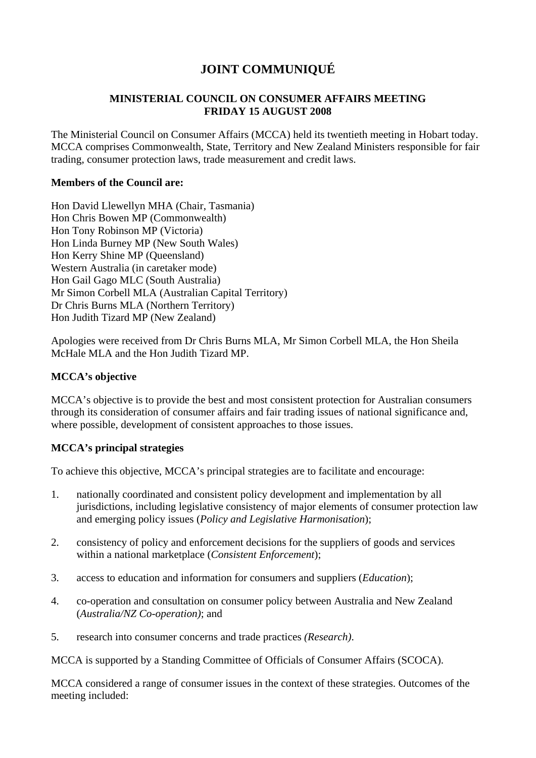# JOINT COMMUNIQUÉ

### MINISTERIAL COUNCIL ON CONSUMER AFFAIRS MEETING
### FRIDAY 15 AUGUST 2008

The Ministerial Council on Consumer Affairs (MCCA) held its twentieth meeting in Hobart today. MCCA comprises Commonwealth, State, Territory and New Zealand Ministers responsible for fair trading, consumer protection laws, trade measurement and credit laws.

**Members of the Council are:**

Hon David Llewellyn MHA (Chair, Tasmania)
Hon Chris Bowen MP (Commonwealth)
Hon Tony Robinson MP (Victoria)
Hon Linda Burney MP (New South Wales)
Hon Kerry Shine MP (Queensland)
Western Australia (in caretaker mode)
Hon Gail Gago MLC (South Australia)
Mr Simon Corbell MLA (Australian Capital Territory)
Dr Chris Burns MLA (Northern Territory)
Hon Judith Tizard MP (New Zealand)

Apologies were received from Dr Chris Burns MLA, Mr Simon Corbell MLA, the Hon Sheila McHale MLA and the Hon Judith Tizard MP.

**MCCA's objective**

MCCA's objective is to provide the best and most consistent protection for Australian consumers through its consideration of consumer affairs and fair trading issues of national significance and, where possible, development of consistent approaches to those issues.

**MCCA's principal strategies**

To achieve this objective, MCCA's principal strategies are to facilitate and encourage:

1. nationally coordinated and consistent policy development and implementation by all jurisdictions, including legislative consistency of major elements of consumer protection law and emerging policy issues (*Policy and Legislative Harmonisation*);

2. consistency of policy and enforcement decisions for the suppliers of goods and services within a national marketplace (*Consistent Enforcement*);

3. access to education and information for consumers and suppliers (*Education*);

4. co-operation and consultation on consumer policy between Australia and New Zealand (*Australia/NZ Co-operation)*; and

5. research into consumer concerns and trade practices *(Research)*.

MCCA is supported by a Standing Committee of Officials of Consumer Affairs (SCOCA).

MCCA considered a range of consumer issues in the context of these strategies. Outcomes of the meeting included: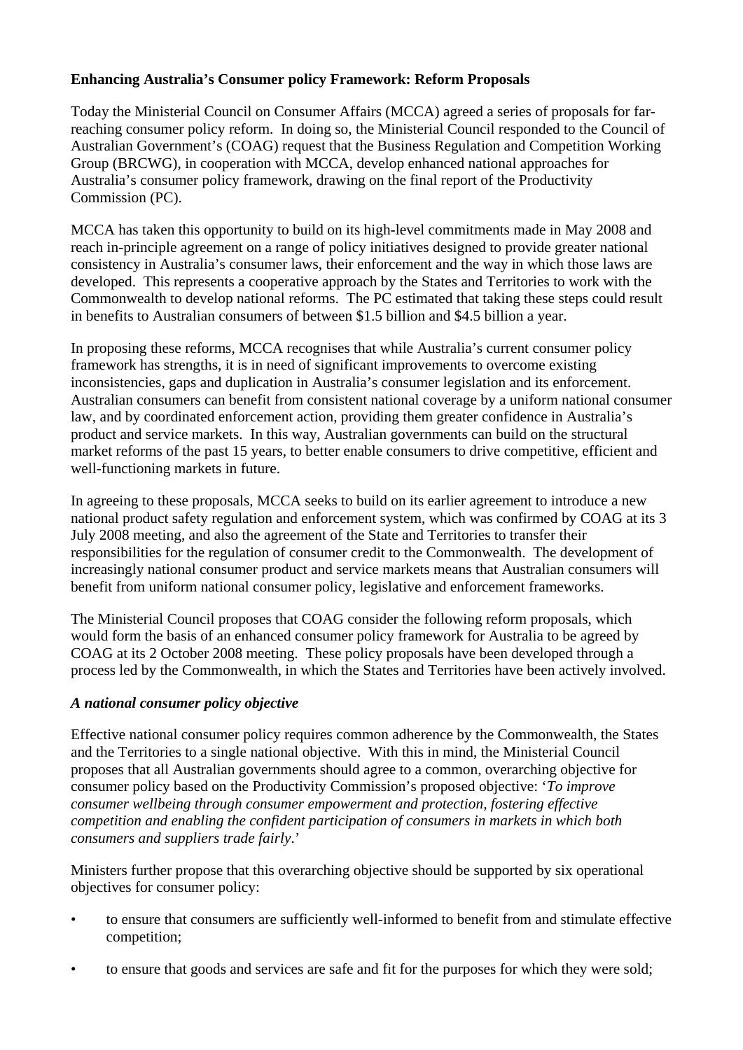**Enhancing Australia's Consumer policy Framework: Reform Proposals**

Today the Ministerial Council on Consumer Affairs (MCCA) agreed a series of proposals for far-reaching consumer policy reform. In doing so, the Ministerial Council responded to the Council of Australian Government's (COAG) request that the Business Regulation and Competition Working Group (BRCWG), in cooperation with MCCA, develop enhanced national approaches for Australia's consumer policy framework, drawing on the final report of the Productivity Commission (PC).

MCCA has taken this opportunity to build on its high-level commitments made in May 2008 and reach in-principle agreement on a range of policy initiatives designed to provide greater national consistency in Australia's consumer laws, their enforcement and the way in which those laws are developed. This represents a cooperative approach by the States and Territories to work with the Commonwealth to develop national reforms. The PC estimated that taking these steps could result in benefits to Australian consumers of between $1.5 billion and $4.5 billion a year.

In proposing these reforms, MCCA recognises that while Australia's current consumer policy framework has strengths, it is in need of significant improvements to overcome existing inconsistencies, gaps and duplication in Australia's consumer legislation and its enforcement. Australian consumers can benefit from consistent national coverage by a uniform national consumer law, and by coordinated enforcement action, providing them greater confidence in Australia's product and service markets. In this way, Australian governments can build on the structural market reforms of the past 15 years, to better enable consumers to drive competitive, efficient and well-functioning markets in future.

In agreeing to these proposals, MCCA seeks to build on its earlier agreement to introduce a new national product safety regulation and enforcement system, which was confirmed by COAG at its 3 July 2008 meeting, and also the agreement of the State and Territories to transfer their responsibilities for the regulation of consumer credit to the Commonwealth. The development of increasingly national consumer product and service markets means that Australian consumers will benefit from uniform national consumer policy, legislative and enforcement frameworks.

The Ministerial Council proposes that COAG consider the following reform proposals, which would form the basis of an enhanced consumer policy framework for Australia to be agreed by COAG at its 2 October 2008 meeting. These policy proposals have been developed through a process led by the Commonwealth, in which the States and Territories have been actively involved.

***A national consumer policy objective***

Effective national consumer policy requires common adherence by the Commonwealth, the States and the Territories to a single national objective. With this in mind, the Ministerial Council proposes that all Australian governments should agree to a common, overarching objective for consumer policy based on the Productivity Commission's proposed objective: '*To improve consumer wellbeing through consumer empowerment and protection, fostering effective competition and enabling the confident participation of consumers in markets in which both consumers and suppliers trade fairly*.'

Ministers further propose that this overarching objective should be supported by six operational objectives for consumer policy:

- to ensure that consumers are sufficiently well-informed to benefit from and stimulate effective competition;
- to ensure that goods and services are safe and fit for the purposes for which they were sold;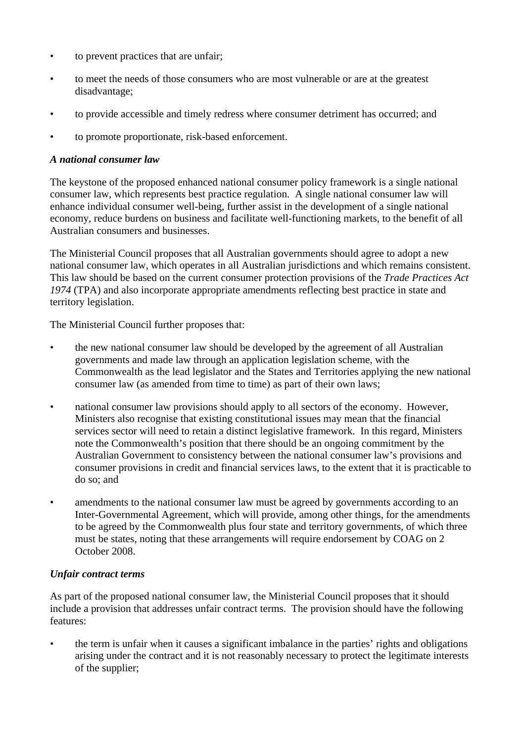- to prevent practices that are unfair;
- to meet the needs of those consumers who are most vulnerable or are at the greatest disadvantage;
- to provide accessible and timely redress where consumer detriment has occurred; and
- to promote proportionate, risk-based enforcement.

***A national consumer law***

The keystone of the proposed enhanced national consumer policy framework is a single national consumer law, which represents best practice regulation. A single national consumer law will enhance individual consumer well-being, further assist in the development of a single national economy, reduce burdens on business and facilitate well-functioning markets, to the benefit of all Australian consumers and businesses.

The Ministerial Council proposes that all Australian governments should agree to adopt a new national consumer law, which operates in all Australian jurisdictions and which remains consistent. This law should be based on the current consumer protection provisions of the *Trade Practices Act 1974* (TPA) and also incorporate appropriate amendments reflecting best practice in state and territory legislation.

The Ministerial Council further proposes that:

- the new national consumer law should be developed by the agreement of all Australian governments and made law through an application legislation scheme, with the Commonwealth as the lead legislator and the States and Territories applying the new national consumer law (as amended from time to time) as part of their own laws;
- national consumer law provisions should apply to all sectors of the economy. However, Ministers also recognise that existing constitutional issues may mean that the financial services sector will need to retain a distinct legislative framework. In this regard, Ministers note the Commonwealth's position that there should be an ongoing commitment by the Australian Government to consistency between the national consumer law's provisions and consumer provisions in credit and financial services laws, to the extent that it is practicable to do so; and
- amendments to the national consumer law must be agreed by governments according to an Inter-Governmental Agreement, which will provide, among other things, for the amendments to be agreed by the Commonwealth plus four state and territory governments, of which three must be states, noting that these arrangements will require endorsement by COAG on 2 October 2008.

***Unfair contract terms***

As part of the proposed national consumer law, the Ministerial Council proposes that it should include a provision that addresses unfair contract terms. The provision should have the following features:

- the term is unfair when it causes a significant imbalance in the parties' rights and obligations arising under the contract and it is not reasonably necessary to protect the legitimate interests of the supplier;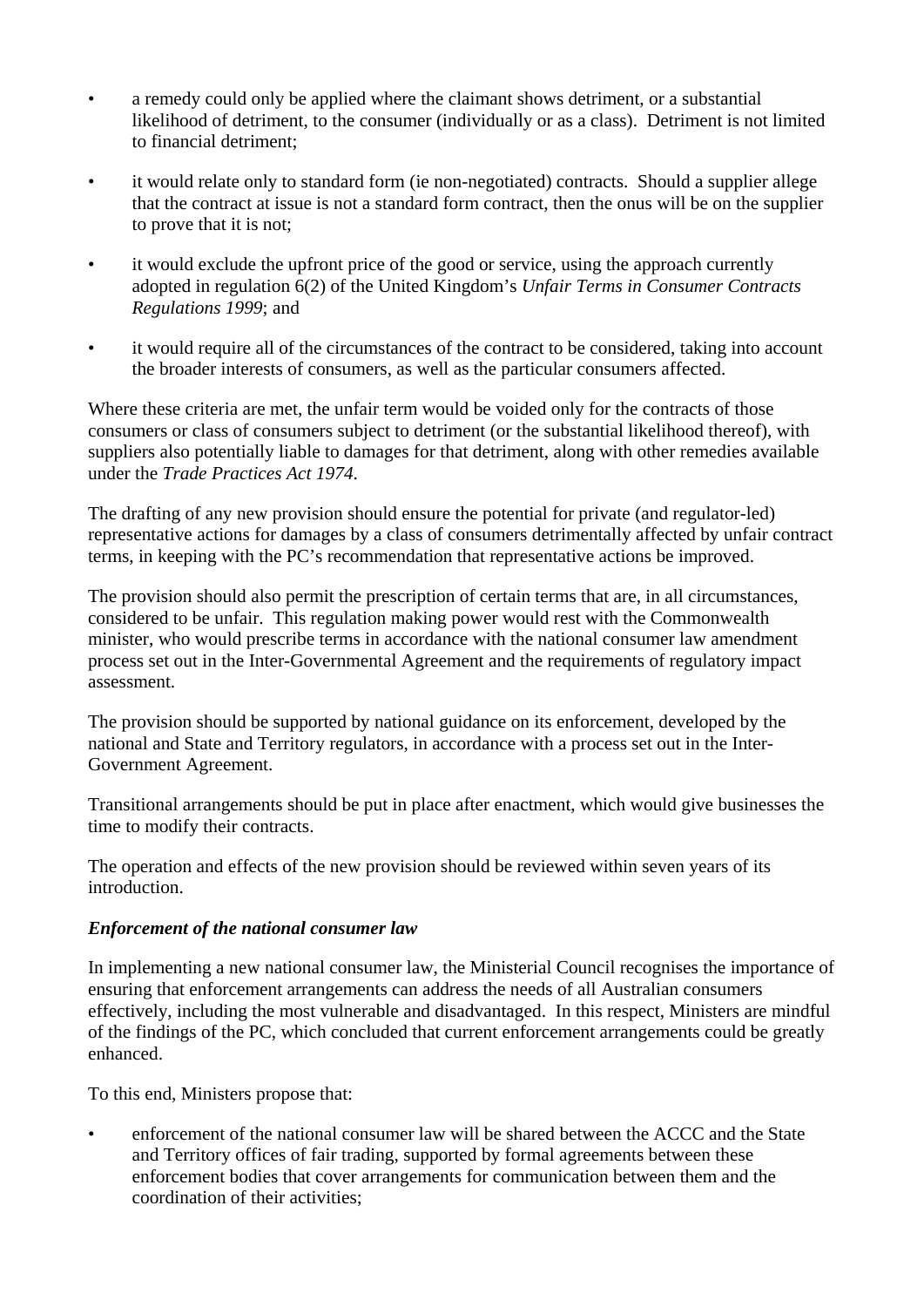- a remedy could only be applied where the claimant shows detriment, or a substantial likelihood of detriment, to the consumer (individually or as a class). Detriment is not limited to financial detriment;

- it would relate only to standard form (ie non-negotiated) contracts. Should a supplier allege that the contract at issue is not a standard form contract, then the onus will be on the supplier to prove that it is not;

- it would exclude the upfront price of the good or service, using the approach currently adopted in regulation 6(2) of the United Kingdom's *Unfair Terms in Consumer Contracts Regulations 1999*; and

- it would require all of the circumstances of the contract to be considered, taking into account the broader interests of consumers, as well as the particular consumers affected.

Where these criteria are met, the unfair term would be voided only for the contracts of those consumers or class of consumers subject to detriment (or the substantial likelihood thereof), with suppliers also potentially liable to damages for that detriment, along with other remedies available under the *Trade Practices Act 1974*.

The drafting of any new provision should ensure the potential for private (and regulator-led) representative actions for damages by a class of consumers detrimentally affected by unfair contract terms, in keeping with the PC's recommendation that representative actions be improved.

The provision should also permit the prescription of certain terms that are, in all circumstances, considered to be unfair. This regulation making power would rest with the Commonwealth minister, who would prescribe terms in accordance with the national consumer law amendment process set out in the Inter-Governmental Agreement and the requirements of regulatory impact assessment.

The provision should be supported by national guidance on its enforcement, developed by the national and State and Territory regulators, in accordance with a process set out in the Inter-Government Agreement.

Transitional arrangements should be put in place after enactment, which would give businesses the time to modify their contracts.

The operation and effects of the new provision should be reviewed within seven years of its introduction.

***Enforcement of the national consumer law***

In implementing a new national consumer law, the Ministerial Council recognises the importance of ensuring that enforcement arrangements can address the needs of all Australian consumers effectively, including the most vulnerable and disadvantaged. In this respect, Ministers are mindful of the findings of the PC, which concluded that current enforcement arrangements could be greatly enhanced.

To this end, Ministers propose that:

- enforcement of the national consumer law will be shared between the ACCC and the State and Territory offices of fair trading, supported by formal agreements between these enforcement bodies that cover arrangements for communication between them and the coordination of their activities;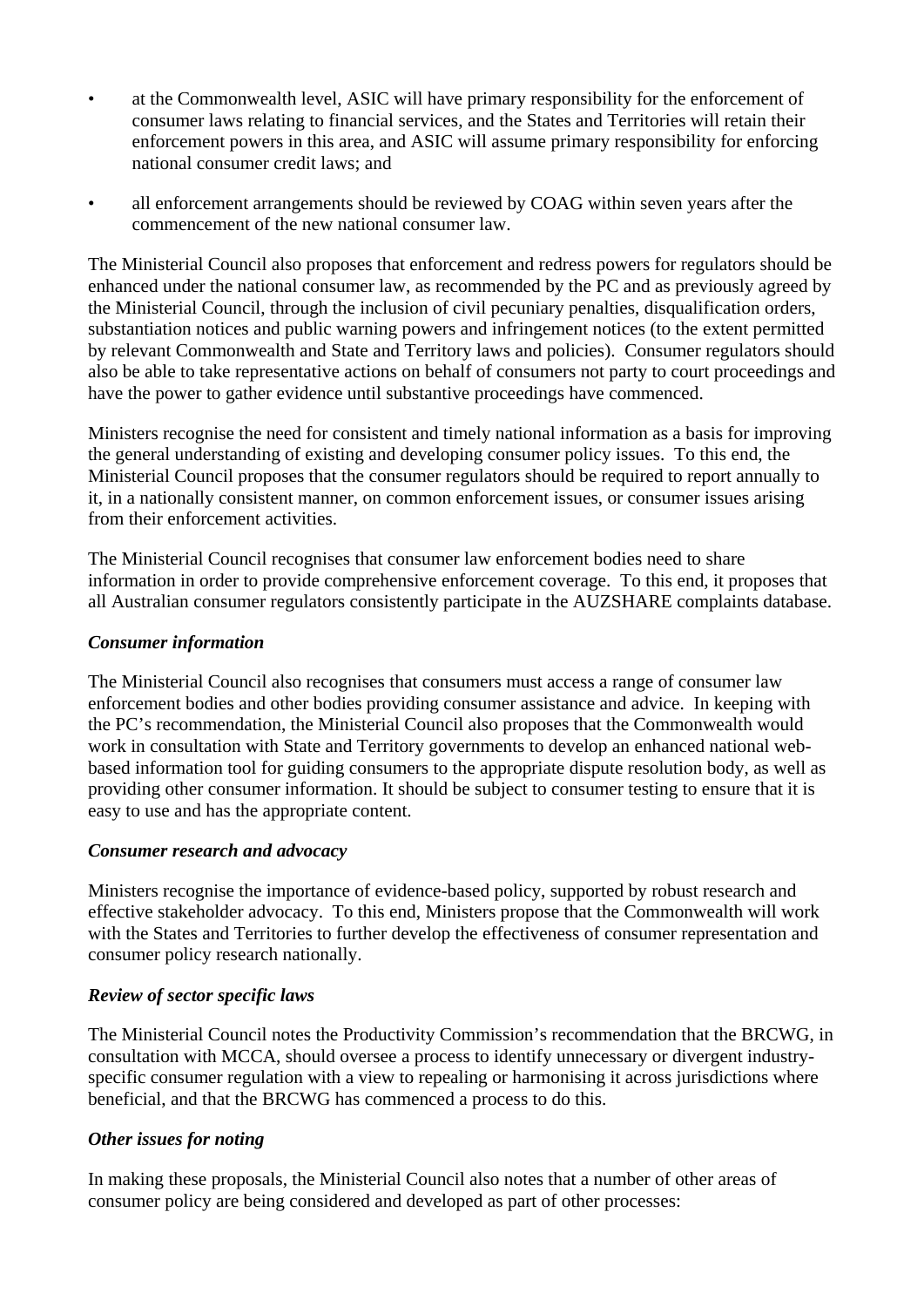- at the Commonwealth level, ASIC will have primary responsibility for the enforcement of consumer laws relating to financial services, and the States and Territories will retain their enforcement powers in this area, and ASIC will assume primary responsibility for enforcing national consumer credit laws; and
- all enforcement arrangements should be reviewed by COAG within seven years after the commencement of the new national consumer law.

The Ministerial Council also proposes that enforcement and redress powers for regulators should be enhanced under the national consumer law, as recommended by the PC and as previously agreed by the Ministerial Council, through the inclusion of civil pecuniary penalties, disqualification orders, substantiation notices and public warning powers and infringement notices (to the extent permitted by relevant Commonwealth and State and Territory laws and policies). Consumer regulators should also be able to take representative actions on behalf of consumers not party to court proceedings and have the power to gather evidence until substantive proceedings have commenced.

Ministers recognise the need for consistent and timely national information as a basis for improving the general understanding of existing and developing consumer policy issues. To this end, the Ministerial Council proposes that the consumer regulators should be required to report annually to it, in a nationally consistent manner, on common enforcement issues, or consumer issues arising from their enforcement activities.

The Ministerial Council recognises that consumer law enforcement bodies need to share information in order to provide comprehensive enforcement coverage. To this end, it proposes that all Australian consumer regulators consistently participate in the AUZSHARE complaints database.

***Consumer information***

The Ministerial Council also recognises that consumers must access a range of consumer law enforcement bodies and other bodies providing consumer assistance and advice. In keeping with the PC's recommendation, the Ministerial Council also proposes that the Commonwealth would work in consultation with State and Territory governments to develop an enhanced national web-based information tool for guiding consumers to the appropriate dispute resolution body, as well as providing other consumer information. It should be subject to consumer testing to ensure that it is easy to use and has the appropriate content.

***Consumer research and advocacy***

Ministers recognise the importance of evidence-based policy, supported by robust research and effective stakeholder advocacy. To this end, Ministers propose that the Commonwealth will work with the States and Territories to further develop the effectiveness of consumer representation and consumer policy research nationally.

***Review of sector specific laws***

The Ministerial Council notes the Productivity Commission's recommendation that the BRCWG, in consultation with MCCA, should oversee a process to identify unnecessary or divergent industry-specific consumer regulation with a view to repealing or harmonising it across jurisdictions where beneficial, and that the BRCWG has commenced a process to do this.

***Other issues for noting***

In making these proposals, the Ministerial Council also notes that a number of other areas of consumer policy are being considered and developed as part of other processes: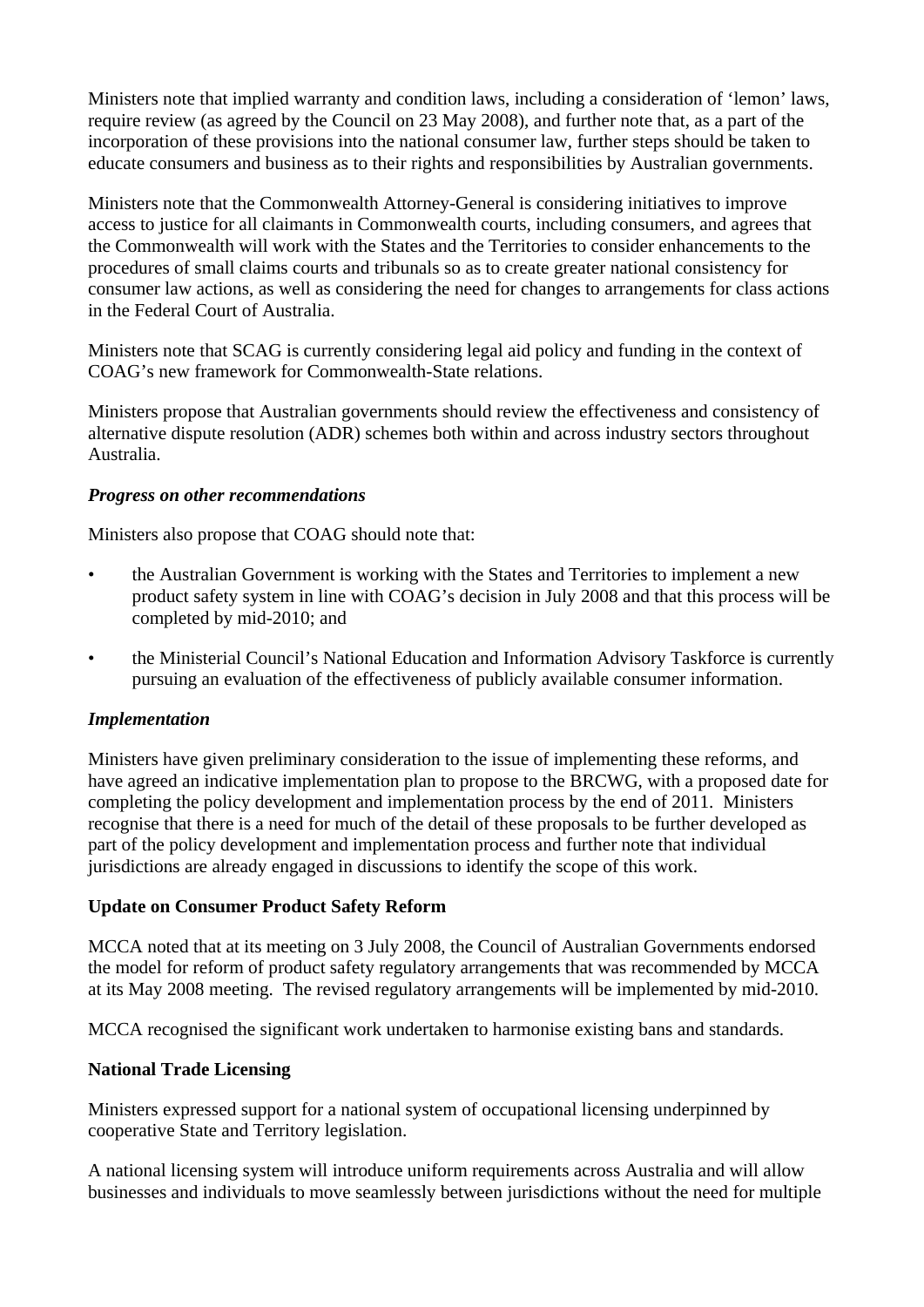Ministers note that implied warranty and condition laws, including a consideration of 'lemon' laws, require review (as agreed by the Council on 23 May 2008), and further note that, as a part of the incorporation of these provisions into the national consumer law, further steps should be taken to educate consumers and business as to their rights and responsibilities by Australian governments.

Ministers note that the Commonwealth Attorney-General is considering initiatives to improve access to justice for all claimants in Commonwealth courts, including consumers, and agrees that the Commonwealth will work with the States and the Territories to consider enhancements to the procedures of small claims courts and tribunals so as to create greater national consistency for consumer law actions, as well as considering the need for changes to arrangements for class actions in the Federal Court of Australia.

Ministers note that SCAG is currently considering legal aid policy and funding in the context of COAG's new framework for Commonwealth-State relations.

Ministers propose that Australian governments should review the effectiveness and consistency of alternative dispute resolution (ADR) schemes both within and across industry sectors throughout Australia.

***Progress on other recommendations***

Ministers also propose that COAG should note that:

- the Australian Government is working with the States and Territories to implement a new product safety system in line with COAG's decision in July 2008 and that this process will be completed by mid-2010; and
- the Ministerial Council's National Education and Information Advisory Taskforce is currently pursuing an evaluation of the effectiveness of publicly available consumer information.

***Implementation***

Ministers have given preliminary consideration to the issue of implementing these reforms, and have agreed an indicative implementation plan to propose to the BRCWG, with a proposed date for completing the policy development and implementation process by the end of 2011. Ministers recognise that there is a need for much of the detail of these proposals to be further developed as part of the policy development and implementation process and further note that individual jurisdictions are already engaged in discussions to identify the scope of this work.

**Update on Consumer Product Safety Reform**

MCCA noted that at its meeting on 3 July 2008, the Council of Australian Governments endorsed the model for reform of product safety regulatory arrangements that was recommended by MCCA at its May 2008 meeting. The revised regulatory arrangements will be implemented by mid-2010.

MCCA recognised the significant work undertaken to harmonise existing bans and standards.

**National Trade Licensing**

Ministers expressed support for a national system of occupational licensing underpinned by cooperative State and Territory legislation.

A national licensing system will introduce uniform requirements across Australia and will allow businesses and individuals to move seamlessly between jurisdictions without the need for multiple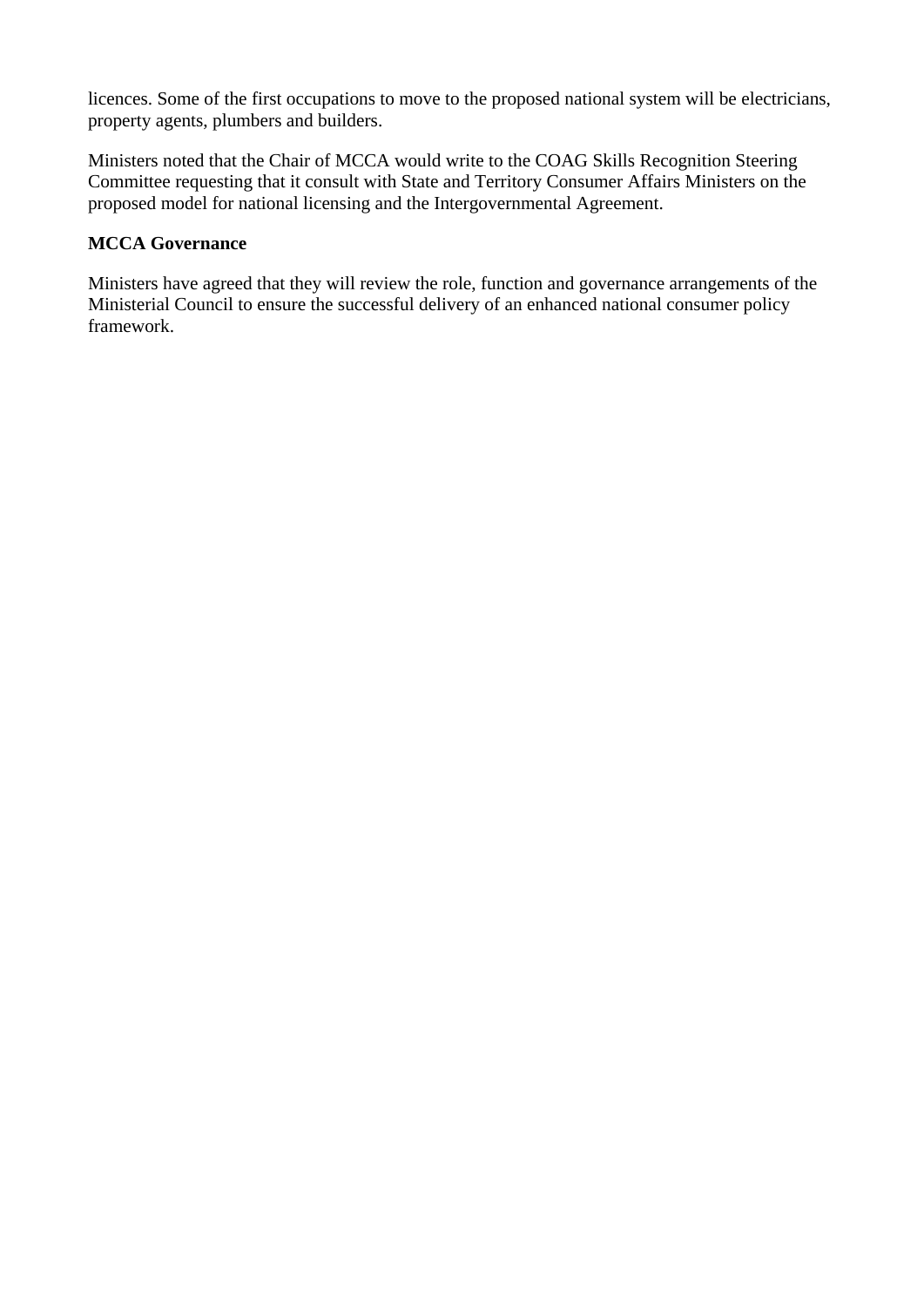licences. Some of the first occupations to move to the proposed national system will be electricians, property agents, plumbers and builders.

Ministers noted that the Chair of MCCA would write to the COAG Skills Recognition Steering Committee requesting that it consult with State and Territory Consumer Affairs Ministers on the proposed model for national licensing and the Intergovernmental Agreement.

**MCCA Governance**

Ministers have agreed that they will review the role, function and governance arrangements of the Ministerial Council to ensure the successful delivery of an enhanced national consumer policy framework.